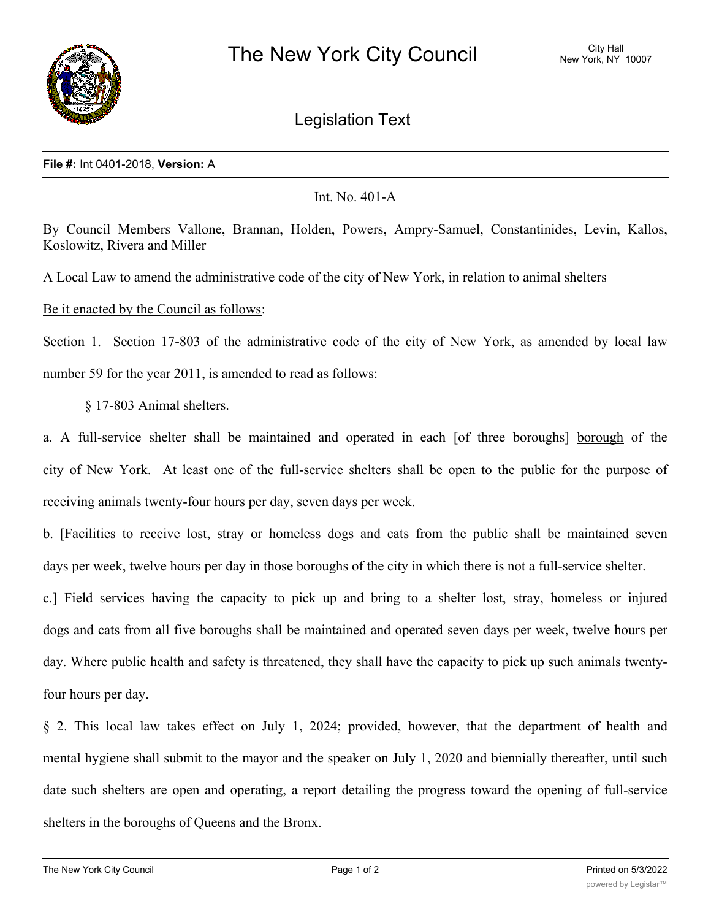# The New York City Council

City Hall
New York, NY 10007

## Legislation Text

**File #:** Int 0401-2018, **Version:** A

Int. No. 401-A

By Council Members Vallone, Brannan, Holden, Powers, Ampry-Samuel, Constantinides, Levin, Kallos, Koslowitz, Rivera and Miller

A Local Law to amend the administrative code of the city of New York, in relation to animal shelters

Be it enacted by the Council as follows:

Section 1. Section 17-803 of the administrative code of the city of New York, as amended by local law number 59 for the year 2011, is amended to read as follows:

§ 17-803 Animal shelters.

a. A full-service shelter shall be maintained and operated in each [of three boroughs] borough of the city of New York. At least one of the full-service shelters shall be open to the public for the purpose of receiving animals twenty-four hours per day, seven days per week.

b. [Facilities to receive lost, stray or homeless dogs and cats from the public shall be maintained seven days per week, twelve hours per day in those boroughs of the city in which there is not a full-service shelter.

c.] Field services having the capacity to pick up and bring to a shelter lost, stray, homeless or injured dogs and cats from all five boroughs shall be maintained and operated seven days per week, twelve hours per day. Where public health and safety is threatened, they shall have the capacity to pick up such animals twenty-four hours per day.

§ 2. This local law takes effect on July 1, 2024; provided, however, that the department of health and mental hygiene shall submit to the mayor and the speaker on July 1, 2020 and biennially thereafter, until such date such shelters are open and operating, a report detailing the progress toward the opening of full-service shelters in the boroughs of Queens and the Bronx.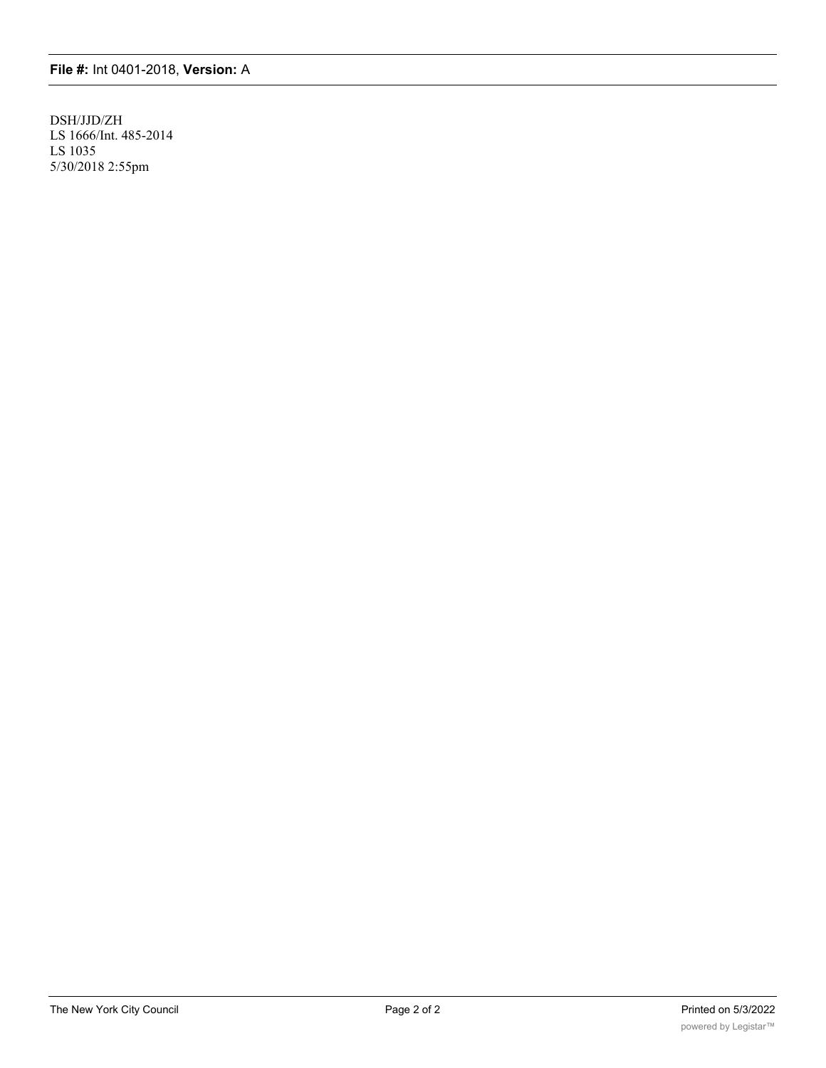DSH/JJD/ZH
LS 1666/Int. 485-2014
LS 1035
5/30/2018 2:55pm